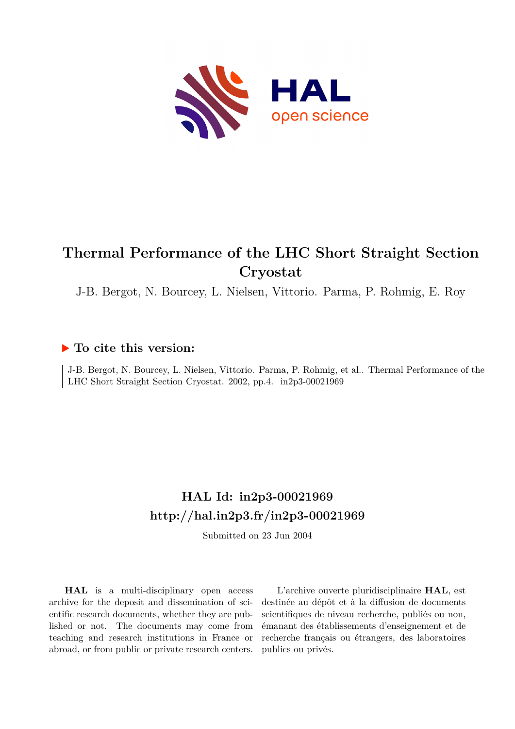# Thermal Performance of the LHC Short Straight Section Cryostat

J-B. Bergot, N. Bourcey, L. Nielsen, Vittorio. Parma, P. Rohmig, E. Roy

## ▶ To cite this version:

J-B. Bergot, N. Bourcey, L. Nielsen, Vittorio. Parma, P. Rohmig, et al.. Thermal Performance of the LHC Short Straight Section Cryostat. 2002, pp.4. in2p3-00021969

## HAL Id: in2p3-00021969
## http://hal.in2p3.fr/in2p3-00021969

Submitted on 23 Jun 2004

**HAL** is a multi-disciplinary open access archive for the deposit and dissemination of scientific research documents, whether they are published or not. The documents may come from teaching and research institutions in France or abroad, or from public or private research centers.

L'archive ouverte pluridisciplinaire **HAL**, est destinée au dépôt et à la diffusion de documents scientifiques de niveau recherche, publiés ou non, émanant des établissements d'enseignement et de recherche français ou étrangers, des laboratoires publics ou privés.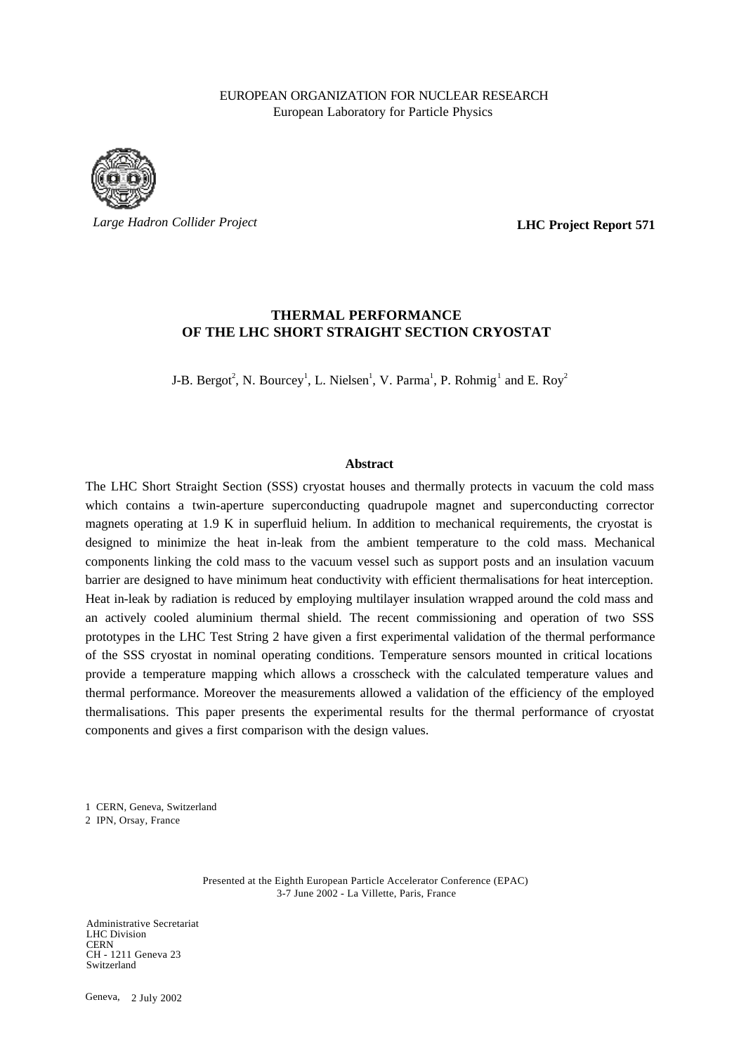EUROPEAN ORGANIZATION FOR NUCLEAR RESEARCH
European Laboratory for Particle Physics

*Large Hadron Collider Project*

**LHC Project Report 571**

# THERMAL PERFORMANCE OF THE LHC SHORT STRAIGHT SECTION CRYOSTAT

J-B. Bergot[2], N. Bourcey[1], L. Nielsen[1], V. Parma[1], P. Rohmig[1] and E. Roy[2]

## Abstract

The LHC Short Straight Section (SSS) cryostat houses and thermally protects in vacuum the cold mass which contains a twin-aperture superconducting quadrupole magnet and superconducting corrector magnets operating at 1.9 K in superfluid helium. In addition to mechanical requirements, the cryostat is designed to minimize the heat in-leak from the ambient temperature to the cold mass. Mechanical components linking the cold mass to the vacuum vessel such as support posts and an insulation vacuum barrier are designed to have minimum heat conductivity with efficient thermalisations for heat interception. Heat in-leak by radiation is reduced by employing multilayer insulation wrapped around the cold mass and an actively cooled aluminium thermal shield. The recent commissioning and operation of two SSS prototypes in the LHC Test String 2 have given a first experimental validation of the thermal performance of the SSS cryostat in nominal operating conditions. Temperature sensors mounted in critical locations provide a temperature mapping which allows a crosscheck with the calculated temperature values and thermal performance. Moreover the measurements allowed a validation of the efficiency of the employed thermalisations. This paper presents the experimental results for the thermal performance of cryostat components and gives a first comparison with the design values.

1 CERN, Geneva, Switzerland
2 IPN, Orsay, France

Presented at the Eighth European Particle Accelerator Conference (EPAC)
3-7 June 2002 - La Villette, Paris, France

Administrative Secretariat
LHC Division
CERN
CH - 1211 Geneva 23
Switzerland

Geneva, 2 July 2002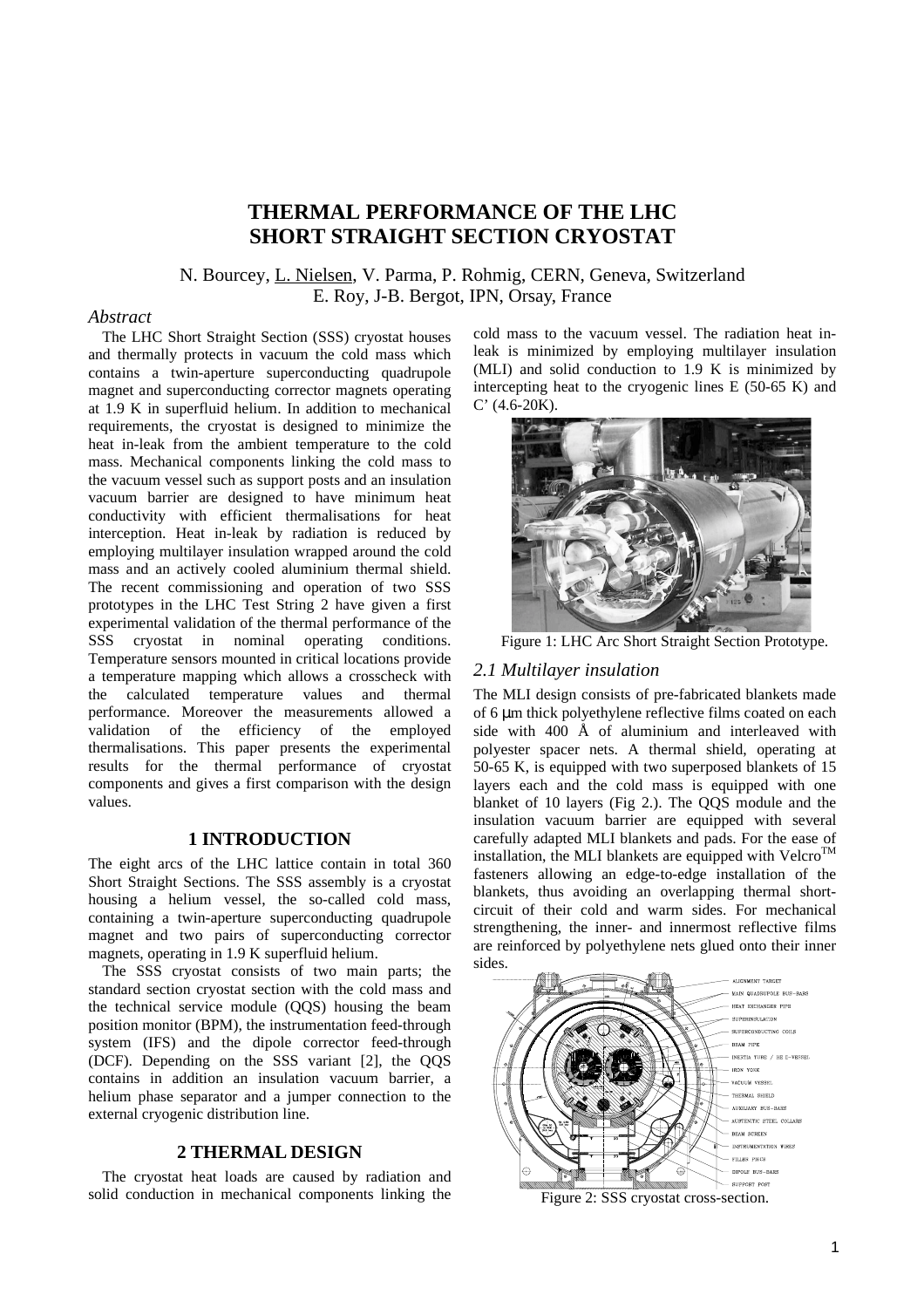# THERMAL PERFORMANCE OF THE LHC SHORT STRAIGHT SECTION CRYOSTAT

N. Bourcey, L. Nielsen, V. Parma, P. Rohmig, CERN, Geneva, Switzerland
E. Roy, J-B. Bergot, IPN, Orsay, France

### *Abstract*

The LHC Short Straight Section (SSS) cryostat houses and thermally protects in vacuum the cold mass which contains a twin-aperture superconducting quadrupole magnet and superconducting corrector magnets operating at 1.9 K in superfluid helium. In addition to mechanical requirements, the cryostat is designed to minimize the heat in-leak from the ambient temperature to the cold mass. Mechanical components linking the cold mass to the vacuum vessel such as support posts and an insulation vacuum barrier are designed to have minimum heat conductivity with efficient thermalisations for heat interception. Heat in-leak by radiation is reduced by employing multilayer insulation wrapped around the cold mass and an actively cooled aluminium thermal shield. The recent commissioning and operation of two SSS prototypes in the LHC Test String 2 have given a first experimental validation of the thermal performance of the SSS cryostat in nominal operating conditions. Temperature sensors mounted in critical locations provide a temperature mapping which allows a crosscheck with the calculated temperature values and thermal performance. Moreover the measurements allowed a validation of the efficiency of the employed thermalisations. This paper presents the experimental results for the thermal performance of cryostat components and gives a first comparison with the design values.

## 1 INTRODUCTION

The eight arcs of the LHC lattice contain in total 360 Short Straight Sections. The SSS assembly is a cryostat housing a helium vessel, the so-called cold mass, containing a twin-aperture superconducting quadrupole magnet and two pairs of superconducting corrector magnets, operating in 1.9 K superfluid helium.

The SSS cryostat consists of two main parts; the standard section cryostat section with the cold mass and the technical service module (QQS) housing the beam position monitor (BPM), the instrumentation feed-through system (IFS) and the dipole corrector feed-through (DCF). Depending on the SSS variant [2], the QQS contains in addition an insulation vacuum barrier, a helium phase separator and a jumper connection to the external cryogenic distribution line.

## 2 THERMAL DESIGN

The cryostat heat loads are caused by radiation and solid conduction in mechanical components linking the cold mass to the vacuum vessel. The radiation heat in-leak is minimized by employing multilayer insulation (MLI) and solid conduction to 1.9 K is minimized by intercepting heat to the cryogenic lines E (50-65 K) and C' (4.6-20K).

Figure 1: LHC Arc Short Straight Section Prototype.

### *2.1 Multilayer insulation*

The MLI design consists of pre-fabricated blankets made of 6 μm thick polyethylene reflective films coated on each side with 400 Å of aluminium and interleaved with polyester spacer nets. A thermal shield, operating at 50-65 K, is equipped with two superposed blankets of 15 layers each and the cold mass is equipped with one blanket of 10 layers (Fig 2.). The QQS module and the insulation vacuum barrier are equipped with several carefully adapted MLI blankets and pads. For the ease of installation, the MLI blankets are equipped with Velcro[TM] fasteners allowing an edge-to-edge installation of the blankets, thus avoiding an overlapping thermal short-circuit of their cold and warm sides. For mechanical strengthening, the inner- and innermost reflective films are reinforced by polyethylene nets glued onto their inner sides.

Figure 2: SSS cryostat cross-section.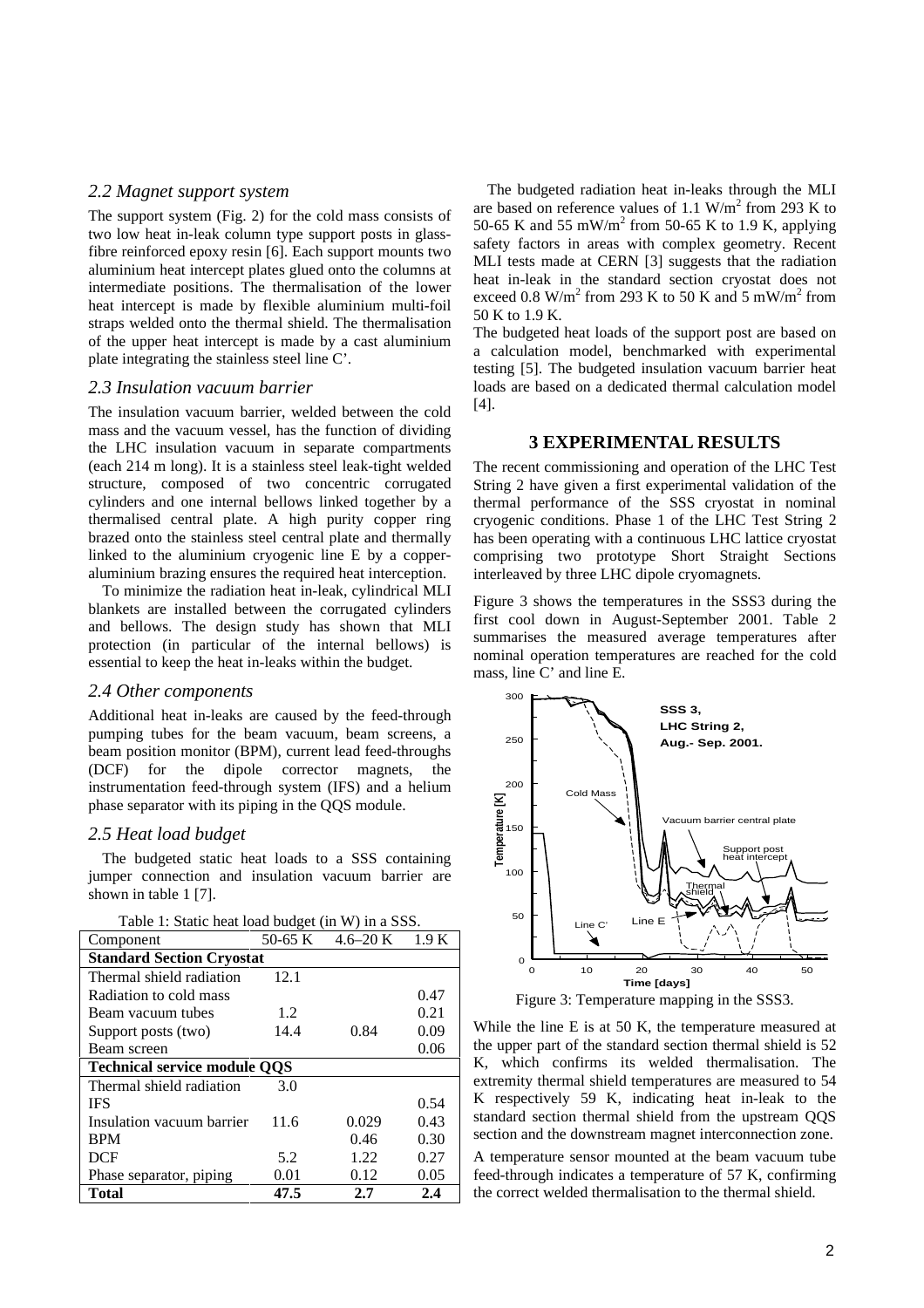### 2.2 Magnet support system

The support system (Fig. 2) for the cold mass consists of two low heat in-leak column type support posts in glass-fibre reinforced epoxy resin [6]. Each support mounts two aluminium heat intercept plates glued onto the columns at intermediate positions. The thermalisation of the lower heat intercept is made by flexible aluminium multi-foil straps welded onto the thermal shield. The thermalisation of the upper heat intercept is made by a cast aluminium plate integrating the stainless steel line C'.

### 2.3 Insulation vacuum barrier

The insulation vacuum barrier, welded between the cold mass and the vacuum vessel, has the function of dividing the LHC insulation vacuum in separate compartments (each 214 m long). It is a stainless steel leak-tight welded structure, composed of two concentric corrugated cylinders and one internal bellows linked together by a thermalised central plate. A high purity copper ring brazed onto the stainless steel central plate and thermally linked to the aluminium cryogenic line E by a copper-aluminium brazing ensures the required heat interception.

To minimize the radiation heat in-leak, cylindrical MLI blankets are installed between the corrugated cylinders and bellows. The design study has shown that MLI protection (in particular of the internal bellows) is essential to keep the heat in-leaks within the budget.

### 2.4 Other components

Additional heat in-leaks are caused by the feed-through pumping tubes for the beam vacuum, beam screens, a beam position monitor (BPM), current lead feed-throughs (DCF) for the dipole corrector magnets, the instrumentation feed-through system (IFS) and a helium phase separator with its piping in the QQS module.

### 2.5 Heat load budget

The budgeted static heat loads to a SSS containing jumper connection and insulation vacuum barrier are shown in table 1 [7].

Table 1: Static heat load budget (in W) in a SSS.

| Component | 50-65 K | 4.6–20 K | 1.9 K |
|---|---|---|---|
| **Standard Section Cryostat** | | | |
| Thermal shield radiation | 12.1 | | |
| Radiation to cold mass | | | 0.47 |
| Beam vacuum tubes | 1.2 | | 0.21 |
| Support posts (two) | 14.4 | 0.84 | 0.09 |
| Beam screen | | | 0.06 |
| **Technical service module QQS** | | | |
| Thermal shield radiation | 3.0 | | |
| IFS | | | 0.54 |
| Insulation vacuum barrier | 11.6 | 0.029 | 0.43 |
| BPM | | 0.46 | 0.30 |
| DCF | 5.2 | 1.22 | 0.27 |
| Phase separator, piping | 0.01 | 0.12 | 0.05 |
| **Total** | **47.5** | **2.7** | **2.4** |

The budgeted radiation heat in-leaks through the MLI are based on reference values of 1.1 $W/m^2$ from 293 K to 50-65 K and 55 $mW/m^2$ from 50-65 K to 1.9 K, applying safety factors in areas with complex geometry. Recent MLI tests made at CERN [3] suggests that the radiation heat in-leak in the standard section cryostat does not exceed 0.8 $W/m^2$ from 293 K to 50 K and 5 $mW/m^2$ from 50 K to 1.9 K.

The budgeted heat loads of the support post are based on a calculation model, benchmarked with experimental testing [5]. The budgeted insulation vacuum barrier heat loads are based on a dedicated thermal calculation model [4].

## 3 EXPERIMENTAL RESULTS

The recent commissioning and operation of the LHC Test String 2 have given a first experimental validation of the thermal performance of the SSS cryostat in nominal cryogenic conditions. Phase 1 of the LHC Test String 2 has been operating with a continuous LHC lattice cryostat comprising two prototype Short Straight Sections interleaved by three LHC dipole cryomagnets.

Figure 3 shows the temperatures in the SSS3 during the first cool down in August-September 2001. Table 2 summarises the measured average temperatures after nominal operation temperatures are reached for the cold mass, line C' and line E.

Figure 3: Temperature mapping in the SSS3.

While the line E is at 50 K, the temperature measured at the upper part of the standard section thermal shield is 52 K, which confirms its welded thermalisation. The extremity thermal shield temperatures are measured to 54 K respectively 59 K, indicating heat in-leak to the standard section thermal shield from the upstream QQS section and the downstream magnet interconnection zone.

A temperature sensor mounted at the beam vacuum tube feed-through indicates a temperature of 57 K, confirming the correct welded thermalisation to the thermal shield.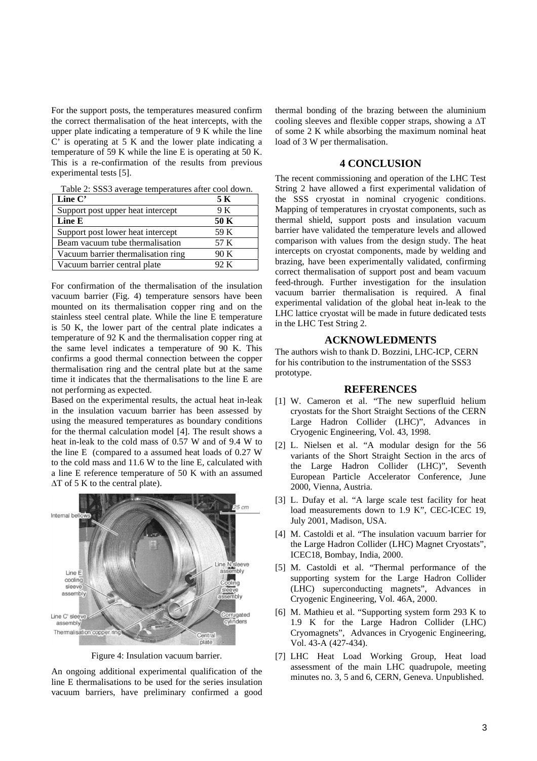For the support posts, the temperatures measured confirm the correct thermalisation of the heat intercepts, with the upper plate indicating a temperature of 9 K while the line C' is operating at 5 K and the lower plate indicating a temperature of 59 K while the line E is operating at 50 K. This is a re-confirmation of the results from previous experimental tests [5].

Table 2: SSS3 average temperatures after cool down.

| **Line C'** | **5 K** |
|---|---|
| Support post upper heat intercept | 9 K |
| **Line E** | **50 K** |
| Support post lower heat intercept | 59 K |
| Beam vacuum tube thermalisation | 57 K |
| Vacuum barrier thermalisation ring | 90 K |
| Vacuum barrier central plate | 92 K |

For confirmation of the thermalisation of the insulation vacuum barrier (Fig. 4) temperature sensors have been mounted on its thermalisation copper ring and on the stainless steel central plate. While the line E temperature is 50 K, the lower part of the central plate indicates a temperature of 92 K and the thermalisation copper ring at the same level indicates a temperature of 90 K. This confirms a good thermal connection between the copper thermalisation ring and the central plate but at the same time it indicates that the thermalisations to the line E are not performing as expected.

Based on the experimental results, the actual heat in-leak in the insulation vacuum barrier has been assessed by using the measured temperatures as boundary conditions for the thermal calculation model [4]. The result shows a heat in-leak to the cold mass of 0.57 W and of 9.4 W to the line E (compared to a assumed heat loads of 0.27 W to the cold mass and 11.6 W to the line E, calculated with a line E reference temperature of 50 K with an assumed $\Delta T$ of 5 K to the central plate).

Internal bellows
25 cm
Line N sleeve assembly
Line E cooling sleeve assembly
Cooling sleeve assembly
Line C' sleeve assembly
Corrugated cylinders
Thermalisation copper ring
Central plate

Figure 4: Insulation vacuum barrier.

An ongoing additional experimental qualification of the line E thermalisations to be used for the series insulation vacuum barriers, have preliminary confirmed a good thermal bonding of the brazing between the aluminium cooling sleeves and flexible copper straps, showing a $\Delta T$ of some 2 K while absorbing the maximum nominal heat load of 3 W per thermalisation.

## 4 CONCLUSION

The recent commissioning and operation of the LHC Test String 2 have allowed a first experimental validation of the SSS cryostat in nominal cryogenic conditions. Mapping of temperatures in cryostat components, such as thermal shield, support posts and insulation vacuum barrier have validated the temperature levels and allowed comparison with values from the design study. The heat intercepts on cryostat components, made by welding and brazing, have been experimentally validated, confirming correct thermalisation of support post and beam vacuum feed-through. Further investigation for the insulation vacuum barrier thermalisation is required. A final experimental validation of the global heat in-leak to the LHC lattice cryostat will be made in future dedicated tests in the LHC Test String 2.

## ACKNOWLEDMENTS

The authors wish to thank D. Bozzini, LHC-ICP, CERN for his contribution to the instrumentation of the SSS3 prototype.

## REFERENCES

[1] W. Cameron et al. "The new superfluid helium cryostats for the Short Straight Sections of the CERN Large Hadron Collider (LHC)", Advances in Cryogenic Engineering, Vol. 43, 1998.

[2] L. Nielsen et al. "A modular design for the 56 variants of the Short Straight Section in the arcs of the Large Hadron Collider (LHC)", Seventh European Particle Accelerator Conference, June 2000, Vienna, Austria.

[3] L. Dufay et al. "A large scale test facility for heat load measurements down to 1.9 K", CEC-ICEC 19, July 2001, Madison, USA.

[4] M. Castoldi et al. "The insulation vacuum barrier for the Large Hadron Collider (LHC) Magnet Cryostats", ICEC18, Bombay, India, 2000.

[5] M. Castoldi et al. "Thermal performance of the supporting system for the Large Hadron Collider (LHC) superconducting magnets", Advances in Cryogenic Engineering, Vol. 46A, 2000.

[6] M. Mathieu et al. "Supporting system form 293 K to 1.9 K for the Large Hadron Collider (LHC) Cryomagnets", Advances in Cryogenic Engineering, Vol. 43-A (427-434).

[7] LHC Heat Load Working Group, Heat load assessment of the main LHC quadrupole, meeting minutes no. 3, 5 and 6, CERN, Geneva. Unpublished.